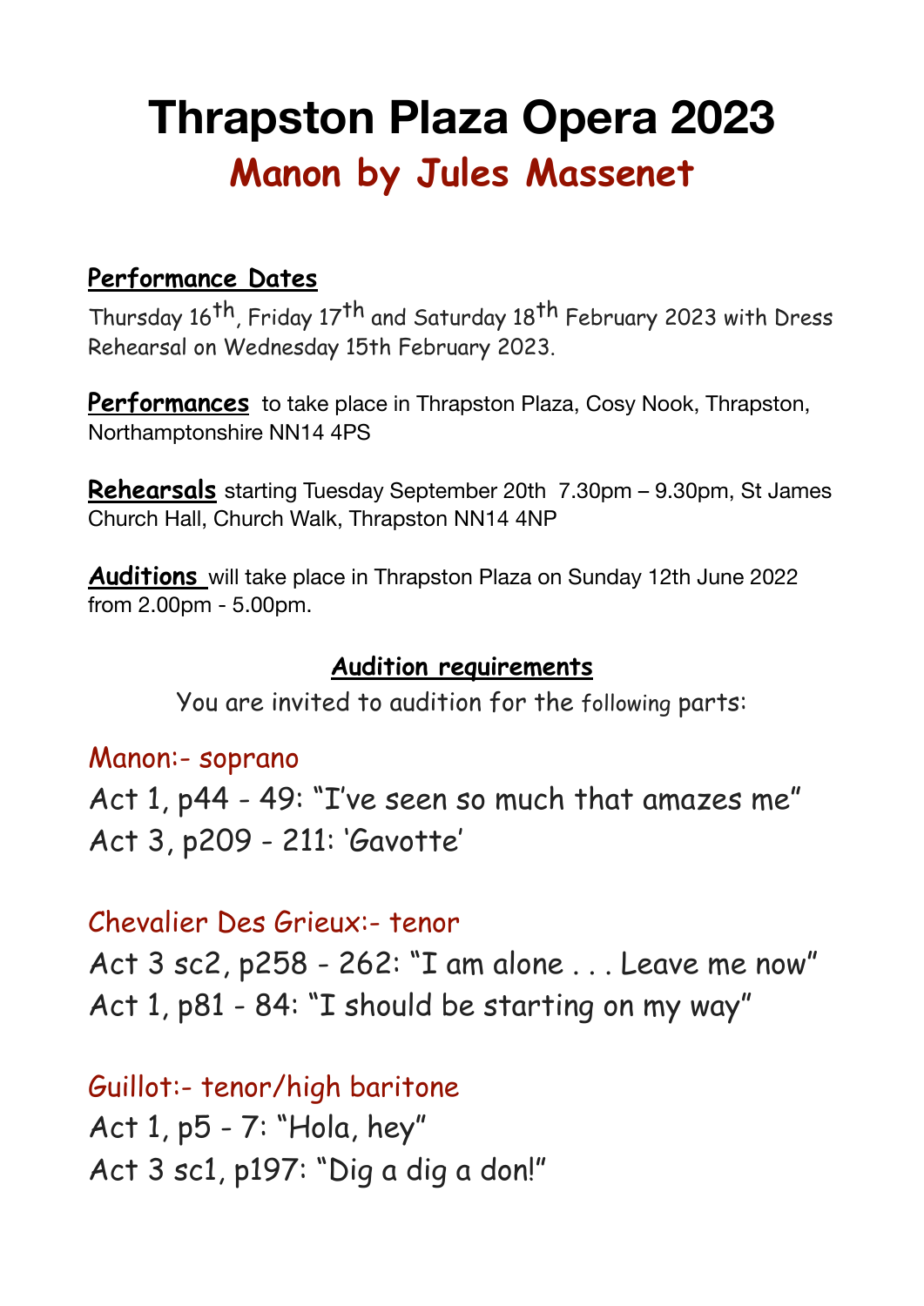# Thrapston Plaza Opera 2023

## Manon by Jules Massenet

**Performance Dates**

Thursday 16th, Friday 17th and Saturday 18th February 2023 with Dress Rehearsal on Wednesday 15th February 2023.

**Performances** to take place in Thrapston Plaza, Cosy Nook, Thrapston, Northamptonshire NN14 4PS

**Rehearsals** starting Tuesday September 20th 7.30pm – 9.30pm, St James Church Hall, Church Walk, Thrapston NN14 4NP

**Auditions** will take place in Thrapston Plaza on Sunday 12th June 2022 from 2.00pm - 5.00pm.

**Audition requirements**

You are invited to audition for the following parts:

Manon:- soprano

Act 1, p44 - 49: "I've seen so much that amazes me"

Act 3, p209 - 211: 'Gavotte'

Chevalier Des Grieux:- tenor

Act 3 sc2, p258 - 262: "I am alone . . . Leave me now"

Act 1, p81 - 84: "I should be starting on my way"

Guillot:- tenor/high baritone

Act 1, p5 - 7: "Hola, hey"

Act 3 sc1, p197: "Dig a dig a don!"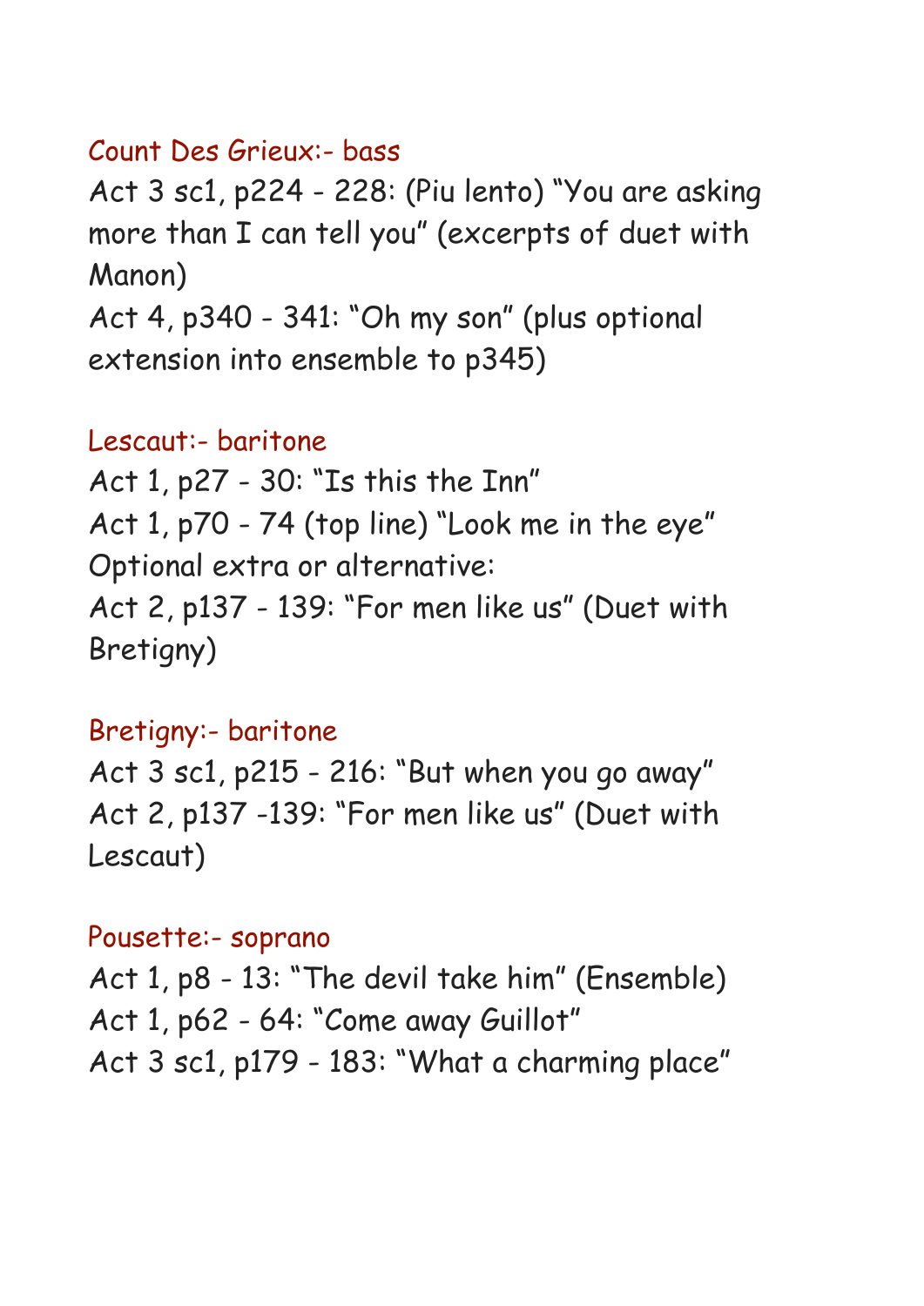### Count Des Grieux:- bass

Act 3 sc1, p224 - 228: (Piu lento) “You are asking more than I can tell you” (excerpts of duet with Manon)

Act 4, p340 - 341: “Oh my son” (plus optional extension into ensemble to p345)

### Lescaut:- baritone

Act 1, p27 - 30: “Is this the Inn”

Act 1, p70 - 74 (top line) “Look me in the eye”

Optional extra or alternative:

Act 2, p137 - 139: “For men like us” (Duet with Bretigny)

### Bretigny:- baritone

Act 3 sc1, p215 - 216: “But when you go away”

Act 2, p137 -139: “For men like us” (Duet with Lescaut)

### Pousette:- soprano

Act 1, p8 - 13: “The devil take him” (Ensemble)

Act 1, p62 - 64: “Come away Guillot”

Act 3 sc1, p179 - 183: “What a charming place”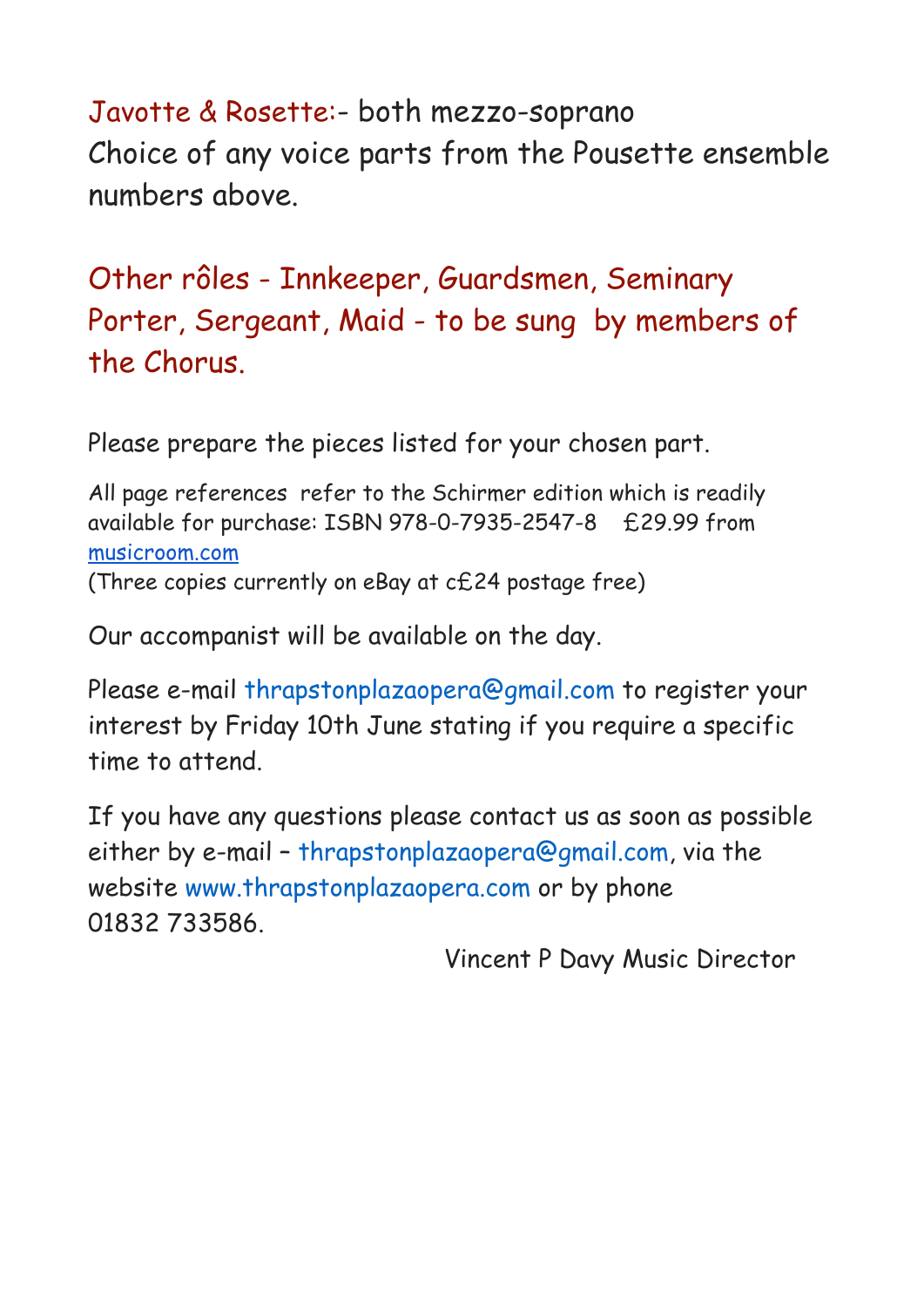Javotte & Rosette:- both mezzo-soprano
Choice of any voice parts from the Pousette ensemble numbers above.

Other rôles - Innkeeper, Guardsmen, Seminary Porter, Sergeant, Maid - to be sung by members of the Chorus.

Please prepare the pieces listed for your chosen part.

All page references refer to the Schirmer edition which is readily available for purchase: ISBN 978-0-7935-2547-8 £29.99 from [musicroom.com](musicroom.com)
(Three copies currently on eBay at c£24 postage free)

Our accompanist will be available on the day.

Please e-mail thrapstonplazaopera@gmail.com to register your interest by Friday 10th June stating if you require a specific time to attend.

If you have any questions please contact us as soon as possible either by e-mail – thrapstonplazaopera@gmail.com, via the website www.thrapstonplazaopera.com or by phone 01832 733586.

Vincent P Davy Music Director